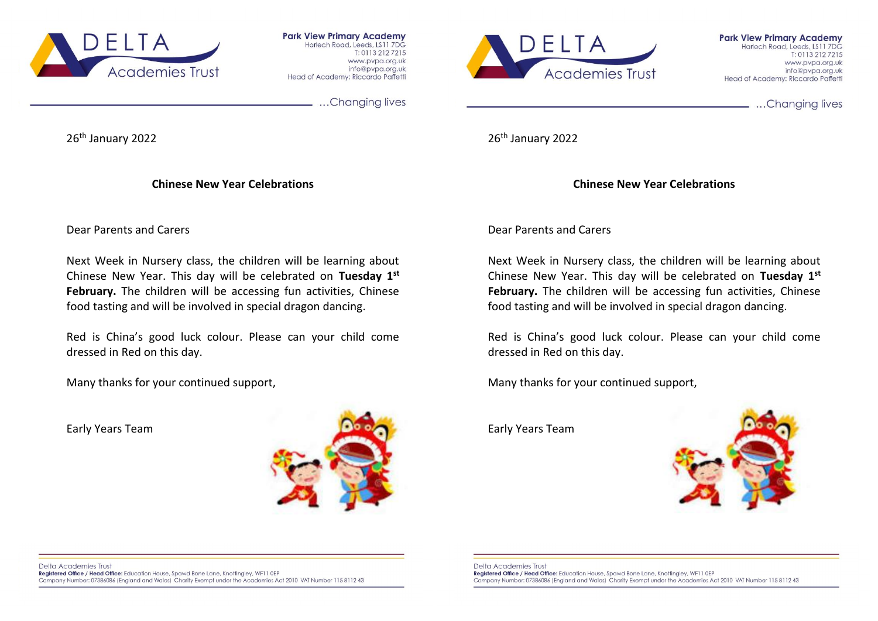Park View Primary Academy
Harlech Road, Leeds, LS11 7DG
T: 0113 212 7215
www.pvpa.org.uk
info@pvpa.org.uk
Head of Academy: Riccardo Paffetti

...Changing lives

26th January 2022

**Chinese New Year Celebrations**

Dear Parents and Carers

Next Week in Nursery class, the children will be learning about Chinese New Year. This day will be celebrated on **Tuesday 1st February.** The children will be accessing fun activities, Chinese food tasting and will be involved in special dragon dancing.

Red is China's good luck colour. Please can your child come dressed in Red on this day.

Many thanks for your continued support,

Early Years Team

Delta Academies Trust
**Registered Office / Head Office:** Education House, Spawd Bone Lane, Knottingley, WF11 0EP
Company Number: 07386086 (England and Wales) Charity Exempt under the Academies Act 2010 VAT Number 115 8112 43

---

Park View Primary Academy
Harlech Road, Leeds, LS11 7DG
T: 0113 212 7215
www.pvpa.org.uk
info@pvpa.org.uk
Head of Academy: Riccardo Paffetti

...Changing lives

26th January 2022

**Chinese New Year Celebrations**

Dear Parents and Carers

Next Week in Nursery class, the children will be learning about Chinese New Year. This day will be celebrated on **Tuesday 1st February.** The children will be accessing fun activities, Chinese food tasting and will be involved in special dragon dancing.

Red is China's good luck colour. Please can your child come dressed in Red on this day.

Many thanks for your continued support,

Early Years Team

Delta Academies Trust
**Registered Office / Head Office:** Education House, Spawd Bone Lane, Knottingley, WF11 0EP
Company Number: 07386086 (England and Wales) Charity Exempt under the Academies Act 2010 VAT Number 115 8112 43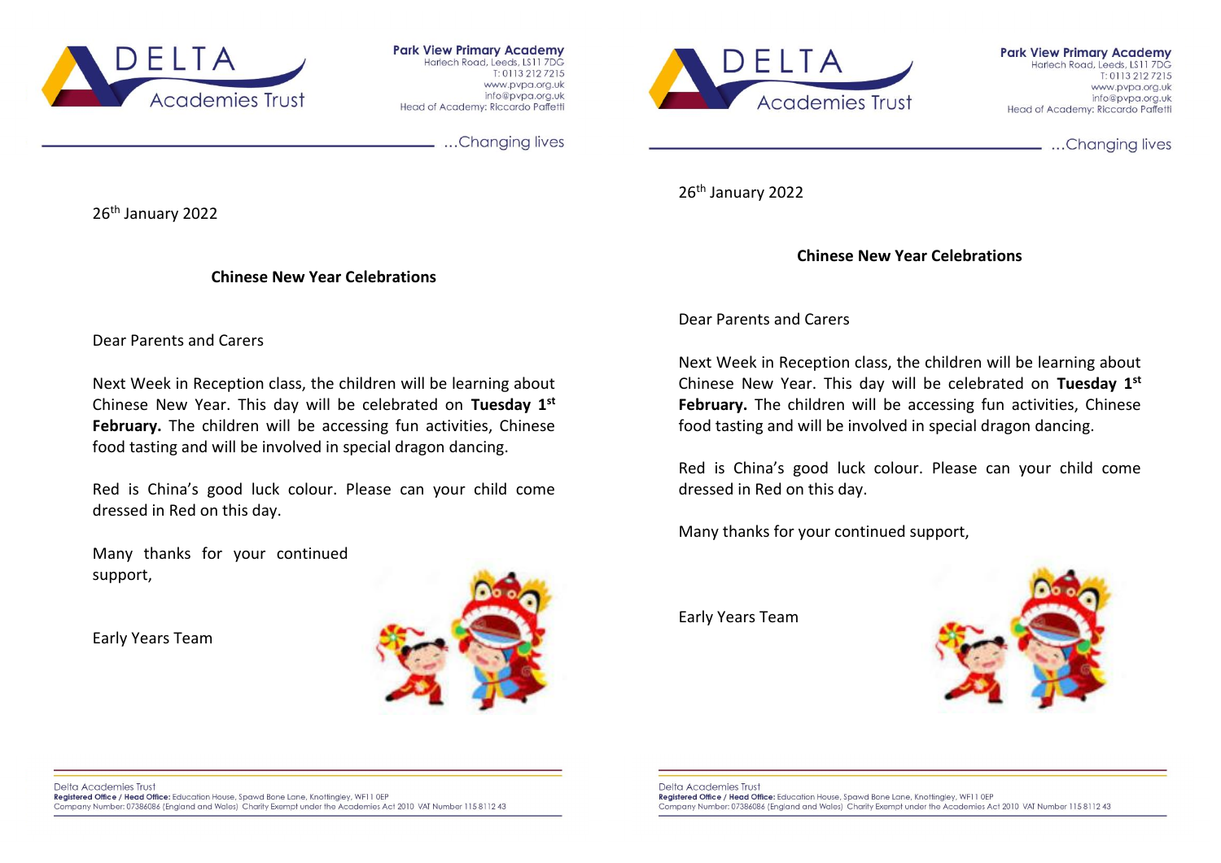Park View Primary Academy
Harlech Road, Leeds, LS11 7DG
T: 0113 212 7215
www.pvpa.org.uk
info@pvpa.org.uk
Head of Academy: Riccardo Paffetti

...Changing lives

26th January 2022

**Chinese New Year Celebrations**

Dear Parents and Carers

Next Week in Reception class, the children will be learning about Chinese New Year. This day will be celebrated on **Tuesday 1st February.** The children will be accessing fun activities, Chinese food tasting and will be involved in special dragon dancing.

Red is China's good luck colour. Please can your child come dressed in Red on this day.

Many thanks for your continued support,

Early Years Team

---

Park View Primary Academy
Harlech Road, Leeds, LS11 7DG
T: 0113 212 7215
www.pvpa.org.uk
info@pvpa.org.uk
Head of Academy: Riccardo Paffetti

...Changing lives

26th January 2022

**Chinese New Year Celebrations**

Dear Parents and Carers

Next Week in Reception class, the children will be learning about Chinese New Year. This day will be celebrated on **Tuesday 1st February.** The children will be accessing fun activities, Chinese food tasting and will be involved in special dragon dancing.

Red is China's good luck colour. Please can your child come dressed in Red on this day.

Many thanks for your continued support,

Early Years Team